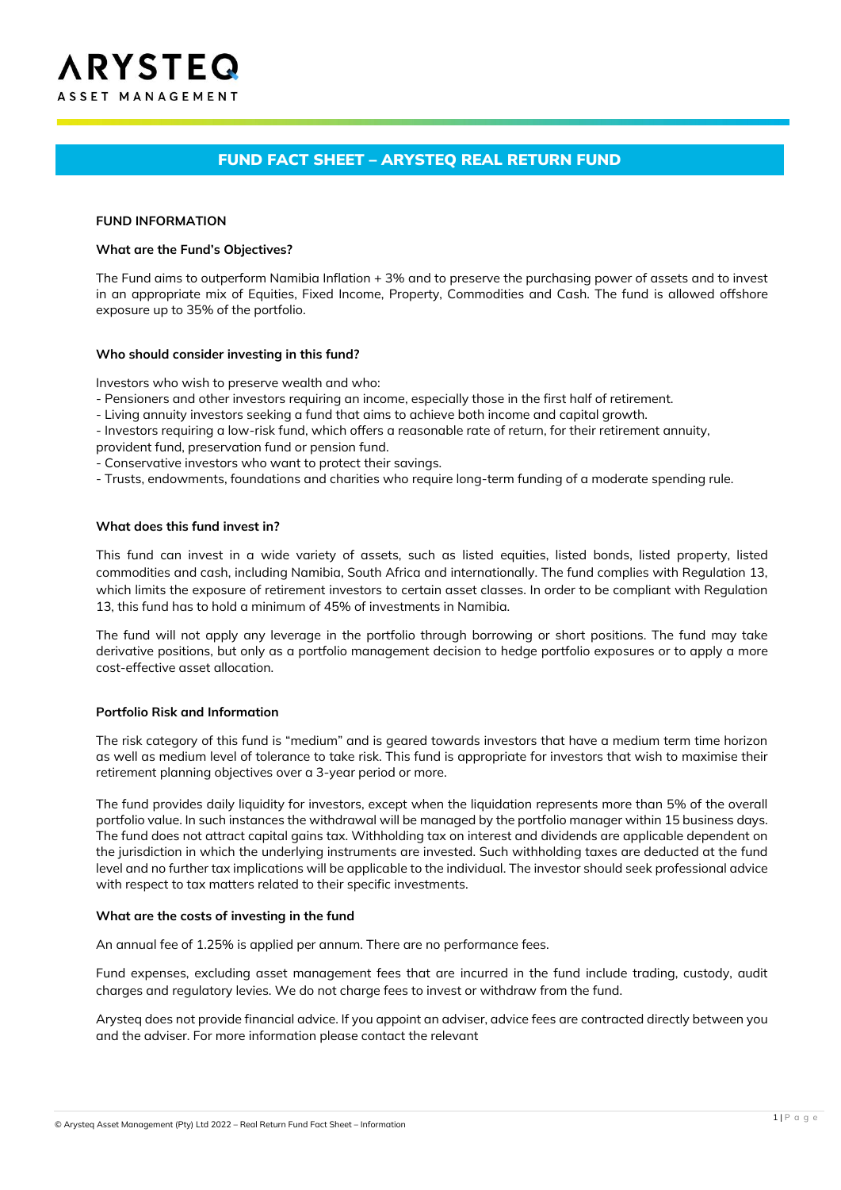ARYSTEQ
ASSET MANAGEMENT

# FUND FACT SHEET – ARYSTEQ REAL RETURN FUND

## FUND INFORMATION

### What are the Fund's Objectives?

The Fund aims to outperform Namibia Inflation + 3% and to preserve the purchasing power of assets and to invest in an appropriate mix of Equities, Fixed Income, Property, Commodities and Cash. The fund is allowed offshore exposure up to 35% of the portfolio.

### Who should consider investing in this fund?

Investors who wish to preserve wealth and who:

- Pensioners and other investors requiring an income, especially those in the first half of retirement.
- Living annuity investors seeking a fund that aims to achieve both income and capital growth.
- Investors requiring a low-risk fund, which offers a reasonable rate of return, for their retirement annuity, provident fund, preservation fund or pension fund.
- Conservative investors who want to protect their savings.
- Trusts, endowments, foundations and charities who require long-term funding of a moderate spending rule.

### What does this fund invest in?

This fund can invest in a wide variety of assets, such as listed equities, listed bonds, listed property, listed commodities and cash, including Namibia, South Africa and internationally. The fund complies with Regulation 13, which limits the exposure of retirement investors to certain asset classes. In order to be compliant with Regulation 13, this fund has to hold a minimum of 45% of investments in Namibia.

The fund will not apply any leverage in the portfolio through borrowing or short positions. The fund may take derivative positions, but only as a portfolio management decision to hedge portfolio exposures or to apply a more cost-effective asset allocation.

### Portfolio Risk and Information

The risk category of this fund is "medium" and is geared towards investors that have a medium term time horizon as well as medium level of tolerance to take risk. This fund is appropriate for investors that wish to maximise their retirement planning objectives over a 3-year period or more.

The fund provides daily liquidity for investors, except when the liquidation represents more than 5% of the overall portfolio value. In such instances the withdrawal will be managed by the portfolio manager within 15 business days. The fund does not attract capital gains tax. Withholding tax on interest and dividends are applicable dependent on the jurisdiction in which the underlying instruments are invested. Such withholding taxes are deducted at the fund level and no further tax implications will be applicable to the individual. The investor should seek professional advice with respect to tax matters related to their specific investments.

### What are the costs of investing in the fund

An annual fee of 1.25% is applied per annum. There are no performance fees.

Fund expenses, excluding asset management fees that are incurred in the fund include trading, custody, audit charges and regulatory levies. We do not charge fees to invest or withdraw from the fund.

Arysteq does not provide financial advice. If you appoint an adviser, advice fees are contracted directly between you and the adviser. For more information please contact the relevant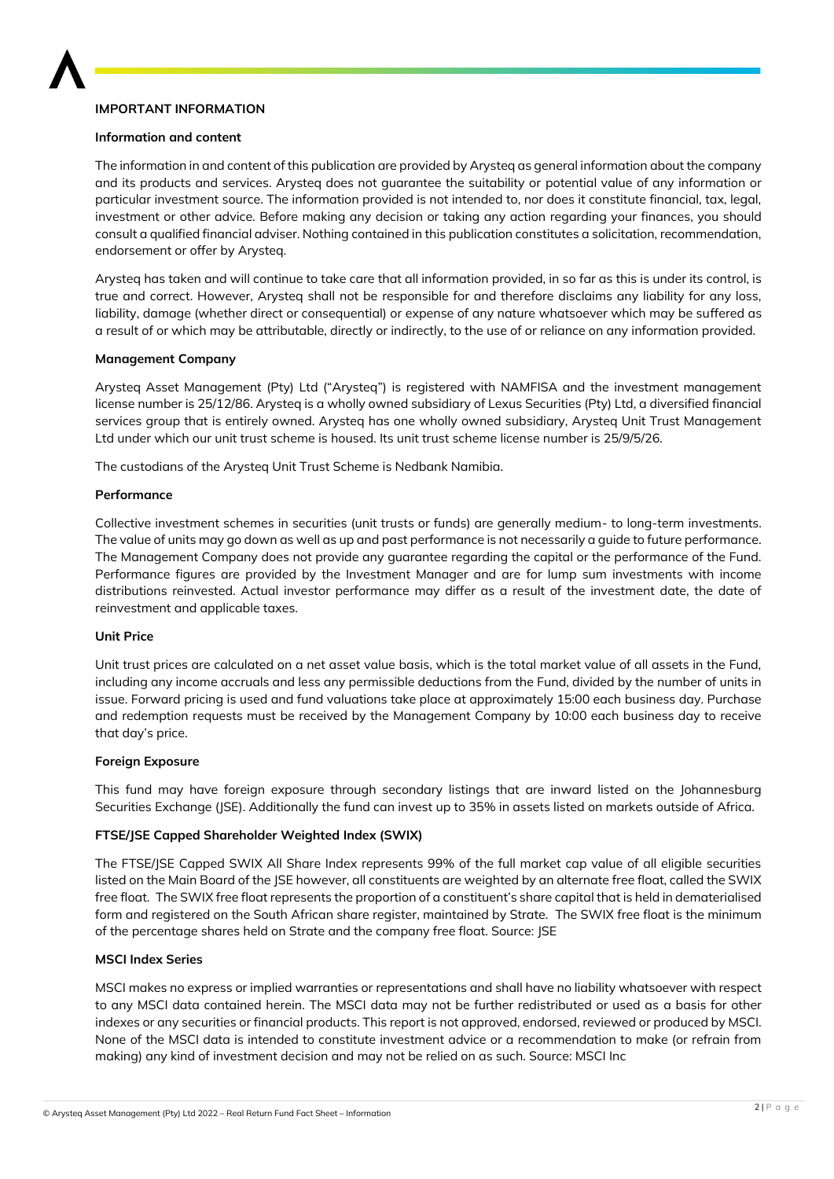# IMPORTANT INFORMATION

## Information and content

The information in and content of this publication are provided by Arysteq as general information about the company and its products and services. Arysteq does not guarantee the suitability or potential value of any information or particular investment source. The information provided is not intended to, nor does it constitute financial, tax, legal, investment or other advice. Before making any decision or taking any action regarding your finances, you should consult a qualified financial adviser. Nothing contained in this publication constitutes a solicitation, recommendation, endorsement or offer by Arysteq.

Arysteq has taken and will continue to take care that all information provided, in so far as this is under its control, is true and correct. However, Arysteq shall not be responsible for and therefore disclaims any liability for any loss, liability, damage (whether direct or consequential) or expense of any nature whatsoever which may be suffered as a result of or which may be attributable, directly or indirectly, to the use of or reliance on any information provided.

## Management Company

Arysteq Asset Management (Pty) Ltd ("Arysteq") is registered with NAMFISA and the investment management license number is 25/12/86. Arysteq is a wholly owned subsidiary of Lexus Securities (Pty) Ltd, a diversified financial services group that is entirely owned. Arysteq has one wholly owned subsidiary, Arysteq Unit Trust Management Ltd under which our unit trust scheme is housed. Its unit trust scheme license number is 25/9/5/26.

The custodians of the Arysteq Unit Trust Scheme is Nedbank Namibia.

## Performance

Collective investment schemes in securities (unit trusts or funds) are generally medium- to long-term investments. The value of units may go down as well as up and past performance is not necessarily a guide to future performance. The Management Company does not provide any guarantee regarding the capital or the performance of the Fund. Performance figures are provided by the Investment Manager and are for lump sum investments with income distributions reinvested. Actual investor performance may differ as a result of the investment date, the date of reinvestment and applicable taxes.

## Unit Price

Unit trust prices are calculated on a net asset value basis, which is the total market value of all assets in the Fund, including any income accruals and less any permissible deductions from the Fund, divided by the number of units in issue. Forward pricing is used and fund valuations take place at approximately 15:00 each business day. Purchase and redemption requests must be received by the Management Company by 10:00 each business day to receive that day's price.

## Foreign Exposure

This fund may have foreign exposure through secondary listings that are inward listed on the Johannesburg Securities Exchange (JSE). Additionally the fund can invest up to 35% in assets listed on markets outside of Africa.

## FTSE/JSE Capped Shareholder Weighted Index (SWIX)

The FTSE/JSE Capped SWIX All Share Index represents 99% of the full market cap value of all eligible securities listed on the Main Board of the JSE however, all constituents are weighted by an alternate free float, called the SWIX free float. The SWIX free float represents the proportion of a constituent's share capital that is held in dematerialised form and registered on the South African share register, maintained by Strate. The SWIX free float is the minimum of the percentage shares held on Strate and the company free float. Source: JSE

## MSCI Index Series

MSCI makes no express or implied warranties or representations and shall have no liability whatsoever with respect to any MSCI data contained herein. The MSCI data may not be further redistributed or used as a basis for other indexes or any securities or financial products. This report is not approved, endorsed, reviewed or produced by MSCI. None of the MSCI data is intended to constitute investment advice or a recommendation to make (or refrain from making) any kind of investment decision and may not be relied on as such. Source: MSCI Inc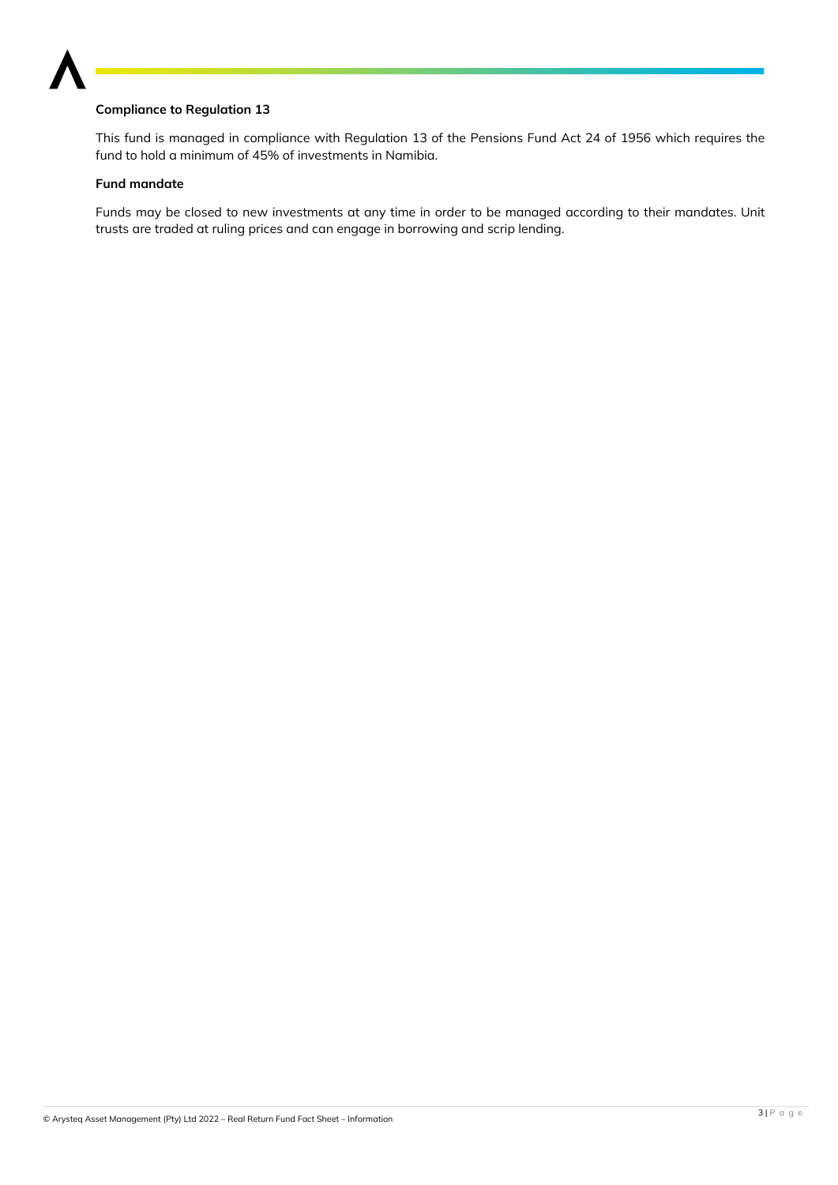**Compliance to Regulation 13**

This fund is managed in compliance with Regulation 13 of the Pensions Fund Act 24 of 1956 which requires the fund to hold a minimum of 45% of investments in Namibia.

**Fund mandate**

Funds may be closed to new investments at any time in order to be managed according to their mandates. Unit trusts are traded at ruling prices and can engage in borrowing and scrip lending.